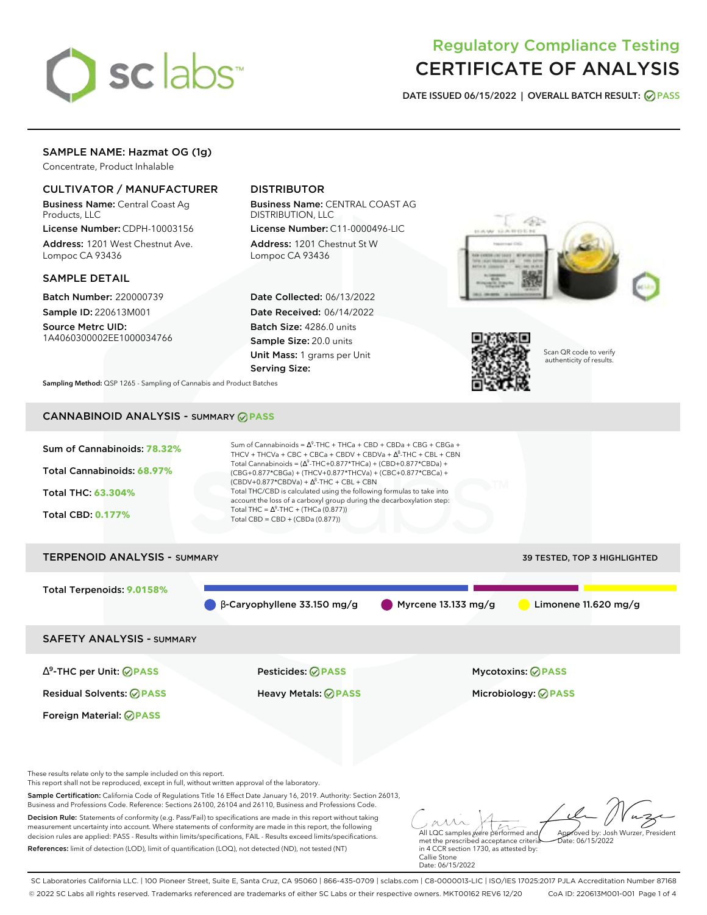# Regulatory Compliance Testing
# CERTIFICATE OF ANALYSIS

**DATE ISSUED 06/15/2022 | OVERALL BATCH RESULT: PASS**

## SAMPLE NAME: Hazmat OG (1g)

Concentrate, Product Inhalable

### CULTIVATOR / MANUFACTURER

**Business Name:** Central Coast Ag Products, LLC

**License Number:** CDPH-10003156

**Address:** 1201 West Chestnut Ave. Lompoc CA 93436

### DISTRIBUTOR

**Business Name:** CENTRAL COAST AG DISTRIBUTION, LLC

**License Number:** C11-0000496-LIC

**Address:** 1201 Chestnut St W Lompoc CA 93436

### SAMPLE DETAIL

**Batch Number:** 220000739

**Sample ID:** 220613M001

**Source Metrc UID:** 1A4060300002EE1000034766

**Date Collected:** 06/13/2022

**Date Received:** 06/14/2022

**Batch Size:** 4286.0 units

**Sample Size:** 20.0 units

**Unit Mass:** 1 grams per Unit

**Serving Size:**

Scan QR code to verify authenticity of results.

**Sampling Method:** QSP 1265 - Sampling of Cannabis and Product Batches

## CANNABINOID ANALYSIS - SUMMARY PASS

**Sum of Cannabinoids: 78.32%**

**Total Cannabinoids: 68.97%**

**Total THC: 63.304%**

**Total CBD: 0.177%**

Sum of Cannabinoids = $\Delta^9$-THC + THCa + CBD + CBDa + CBG + CBGa + THCV + THCVa + CBC + CBCa + CBDV + CBDVa + $\Delta^8$-THC + CBL + CBN

Total Cannabinoids = ($\Delta^9$-THC+0.877*THCa) + (CBD+0.877*CBDa) + (CBG+0.877*CBGa) + (THCV+0.877*THCVa) + (CBC+0.877*CBCa) + (CBDV+0.877*CBDVa) + $\Delta^8$-THC + CBL + CBN

Total THC/CBD is calculated using the following formulas to take into account the loss of a carboxyl group during the decarboxylation step:

Total THC = $\Delta^9$-THC + (THCa (0.877))

Total CBD = CBD + (CBDa (0.877))

## TERPENOID ANALYSIS - SUMMARY

39 TESTED, TOP 3 HIGHLIGHTED

**Total Terpenoids: 9.0158%**

- β-Caryophyllene 33.150 mg/g
- Myrcene 13.133 mg/g
- Limonene 11.620 mg/g

## SAFETY ANALYSIS - SUMMARY

| | | |
|---|---|---|
| $\Delta^9$-THC per Unit: PASS | Pesticides: PASS | Mycotoxins: PASS |
| Residual Solvents: PASS | Heavy Metals: PASS | Microbiology: PASS |
| Foreign Material: PASS | | |

These results relate only to the sample included on this report.
This report shall not be reproduced, except in full, without written approval of the laboratory.

**Sample Certification:** California Code of Regulations Title 16 Effect Date January 16, 2019. Authority: Section 26013, Business and Professions Code. Reference: Sections 26100, 26104 and 26110, Business and Professions Code.

**Decision Rule:** Statements of conformity (e.g. Pass/Fail) to specifications are made in this report without taking measurement uncertainty into account. Where statements of conformity are made in this report, the following decision rules are applied: PASS - Results within limits/specifications, FAIL - Results exceed limits/specifications.

**References:** limit of detection (LOD), limit of quantification (LOQ), not detected (ND), not tested (NT)

All LQC samples were performed and met the prescribed acceptance criteria in 4 CCR section 1730, as attested by: Callie Stone
Date: 06/15/2022

Approved by: Josh Wurzer, President
Date: 06/15/2022

SC Laboratories California LLC. | 100 Pioneer Street, Suite E, Santa Cruz, CA 95060 | 866-435-0709 | sclabs.com | C8-0000013-LIC | ISO/IES 17025:2017 PJLA Accreditation Number 87168
© 2022 SC Labs all rights reserved. Trademarks referenced are trademarks of either SC Labs or their respective owners. MKT00162 REV6 12/20 CoA ID: 220613M001-001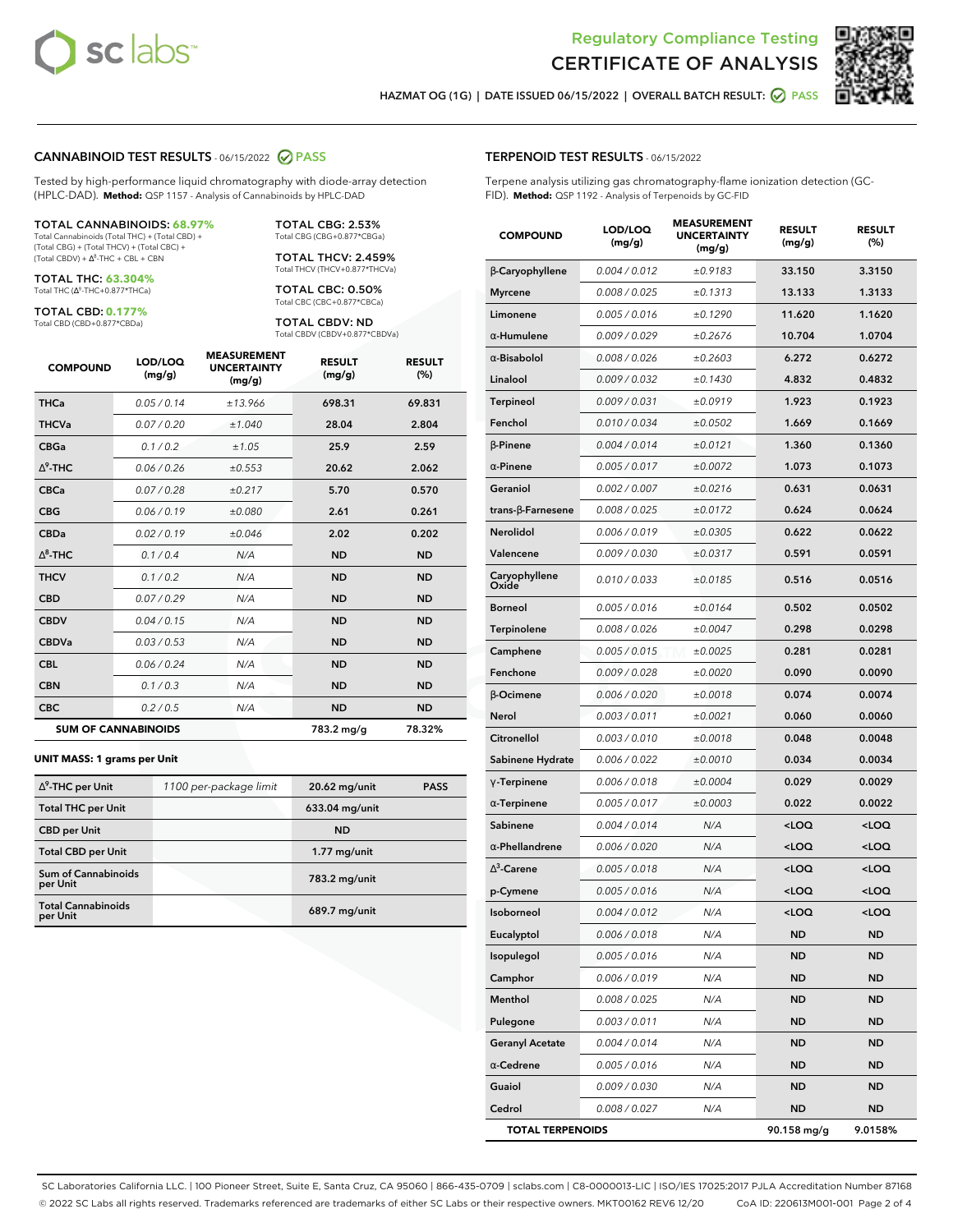# Regulatory Compliance Testing
# CERTIFICATE OF ANALYSIS

HAZMAT OG (1G) | DATE ISSUED 06/15/2022 | OVERALL BATCH RESULT: PASS

## CANNABINOID TEST RESULTS - 06/15/2022 PASS

Tested by high-performance liquid chromatography with diode-array detection (HPLC-DAD). **Method:** QSP 1157 - Analysis of Cannabinoids by HPLC-DAD

**TOTAL CANNABINOIDS: 68.97%**
Total Cannabinoids (Total THC) + (Total CBD) + (Total CBG) + (Total THCV) + (Total CBC) + (Total CBDV) + Δ8-THC + CBL + CBN

**TOTAL THC: 63.304%**
Total THC (Δ9-THC+0.877*THCa)

**TOTAL CBD: 0.177%**
Total CBD (CBD+0.877*CBDa)

**TOTAL CBG: 2.53%**
Total CBG (CBG+0.877*CBGa)

**TOTAL THCV: 2.459%**
Total THCV (THCV+0.877*THCVa)

**TOTAL CBC: 0.50%**
Total CBC (CBC+0.877*CBCa)

**TOTAL CBDV: ND**
Total CBDV (CBDV+0.877*CBDVa)

| COMPOUND | LOD/LOQ (mg/g) | MEASUREMENT UNCERTAINTY (mg/g) | RESULT (mg/g) | RESULT (%) |
|---|---|---|---|---|
| THCa | 0.05 / 0.14 | ±13.966 | 698.31 | 69.831 |
| THCVa | 0.07 / 0.20 | ±1.040 | 28.04 | 2.804 |
| CBGa | 0.1 / 0.2 | ±1.05 | 25.9 | 2.59 |
| Δ9-THC | 0.06 / 0.26 | ±0.553 | 20.62 | 2.062 |
| CBCa | 0.07 / 0.28 | ±0.217 | 5.70 | 0.570 |
| CBG | 0.06 / 0.19 | ±0.080 | 2.61 | 0.261 |
| CBDa | 0.02 / 0.19 | ±0.046 | 2.02 | 0.202 |
| Δ8-THC | 0.1 / 0.4 | N/A | ND | ND |
| THCV | 0.1 / 0.2 | N/A | ND | ND |
| CBD | 0.07 / 0.29 | N/A | ND | ND |
| CBDV | 0.04 / 0.15 | N/A | ND | ND |
| CBDVa | 0.03 / 0.53 | N/A | ND | ND |
| CBL | 0.06 / 0.24 | N/A | ND | ND |
| CBN | 0.1 / 0.3 | N/A | ND | ND |
| CBC | 0.2 / 0.5 | N/A | ND | ND |
| SUM OF CANNABINOIDS | | | 783.2 mg/g | 78.32% |

**UNIT MASS: 1 grams per Unit**

| | | | |
|---|---|---|---|
| Δ9-THC per Unit | 1100 per-package limit | 20.62 mg/unit | PASS |
| Total THC per Unit | | 633.04 mg/unit | |
| CBD per Unit | | ND | |
| Total CBD per Unit | | 1.77 mg/unit | |
| Sum of Cannabinoids per Unit | | 783.2 mg/unit | |
| Total Cannabinoids per Unit | | 689.7 mg/unit | |

## TERPENOID TEST RESULTS - 06/15/2022

Terpene analysis utilizing gas chromatography-flame ionization detection (GC-FID). **Method:** QSP 1192 - Analysis of Terpenoids by GC-FID

| COMPOUND | LOD/LOQ (mg/g) | MEASUREMENT UNCERTAINTY (mg/g) | RESULT (mg/g) | RESULT (%) |
|---|---|---|---|---|
| β-Caryophyllene | 0.004 / 0.012 | ±0.9183 | 33.150 | 3.3150 |
| Myrcene | 0.008 / 0.025 | ±0.1313 | 13.133 | 1.3133 |
| Limonene | 0.005 / 0.016 | ±0.1290 | 11.620 | 1.1620 |
| α-Humulene | 0.009 / 0.029 | ±0.2676 | 10.704 | 1.0704 |
| α-Bisabolol | 0.008 / 0.026 | ±0.2603 | 6.272 | 0.6272 |
| Linalool | 0.009 / 0.032 | ±0.1430 | 4.832 | 0.4832 |
| Terpineol | 0.009 / 0.031 | ±0.0919 | 1.923 | 0.1923 |
| Fenchol | 0.010 / 0.034 | ±0.0502 | 1.669 | 0.1669 |
| β-Pinene | 0.004 / 0.014 | ±0.0121 | 1.360 | 0.1360 |
| α-Pinene | 0.005 / 0.017 | ±0.0072 | 1.073 | 0.1073 |
| Geraniol | 0.002 / 0.007 | ±0.0216 | 0.631 | 0.0631 |
| trans-β-Farnesene | 0.008 / 0.025 | ±0.0172 | 0.624 | 0.0624 |
| Nerolidol | 0.006 / 0.019 | ±0.0305 | 0.622 | 0.0622 |
| Valencene | 0.009 / 0.030 | ±0.0317 | 0.591 | 0.0591 |
| Caryophyllene Oxide | 0.010 / 0.033 | ±0.0185 | 0.516 | 0.0516 |
| Borneol | 0.005 / 0.016 | ±0.0164 | 0.502 | 0.0502 |
| Terpinolene | 0.008 / 0.026 | ±0.0047 | 0.298 | 0.0298 |
| Camphene | 0.005 / 0.015 | ±0.0025 | 0.281 | 0.0281 |
| Fenchone | 0.009 / 0.028 | ±0.0020 | 0.090 | 0.0090 |
| β-Ocimene | 0.006 / 0.020 | ±0.0018 | 0.074 | 0.0074 |
| Nerol | 0.003 / 0.011 | ±0.0021 | 0.060 | 0.0060 |
| Citronellol | 0.003 / 0.010 | ±0.0018 | 0.048 | 0.0048 |
| Sabinene Hydrate | 0.006 / 0.022 | ±0.0010 | 0.034 | 0.0034 |
| γ-Terpinene | 0.006 / 0.018 | ±0.0004 | 0.029 | 0.0029 |
| α-Terpinene | 0.005 / 0.017 | ±0.0003 | 0.022 | 0.0022 |
| Sabinene | 0.004 / 0.014 | N/A | <LOQ | <LOQ |
| α-Phellandrene | 0.006 / 0.020 | N/A | <LOQ | <LOQ |
| Δ3-Carene | 0.005 / 0.018 | N/A | <LOQ | <LOQ |
| p-Cymene | 0.005 / 0.016 | N/A | <LOQ | <LOQ |
| Isoborneol | 0.004 / 0.012 | N/A | <LOQ | <LOQ |
| Eucalyptol | 0.006 / 0.018 | N/A | ND | ND |
| Isopulegol | 0.005 / 0.016 | N/A | ND | ND |
| Camphor | 0.006 / 0.019 | N/A | ND | ND |
| Menthol | 0.008 / 0.025 | N/A | ND | ND |
| Pulegone | 0.003 / 0.011 | N/A | ND | ND |
| Geranyl Acetate | 0.004 / 0.014 | N/A | ND | ND |
| α-Cedrene | 0.005 / 0.016 | N/A | ND | ND |
| Guaiol | 0.009 / 0.030 | N/A | ND | ND |
| Cedrol | 0.008 / 0.027 | N/A | ND | ND |
| TOTAL TERPENOIDS | | | 90.158 mg/g | 9.0158% |

SC Laboratories California LLC. | 100 Pioneer Street, Suite E, Santa Cruz, CA 95060 | 866-435-0709 | sclabs.com | C8-0000013-LIC | ISO/IES 17025:2017 PJLA Accreditation Number 87168
© 2022 SC Labs all rights reserved. Trademarks referenced are trademarks of either SC Labs or their respective owners. MKT00162 REV6 12/20 CoA ID: 220613M001-001